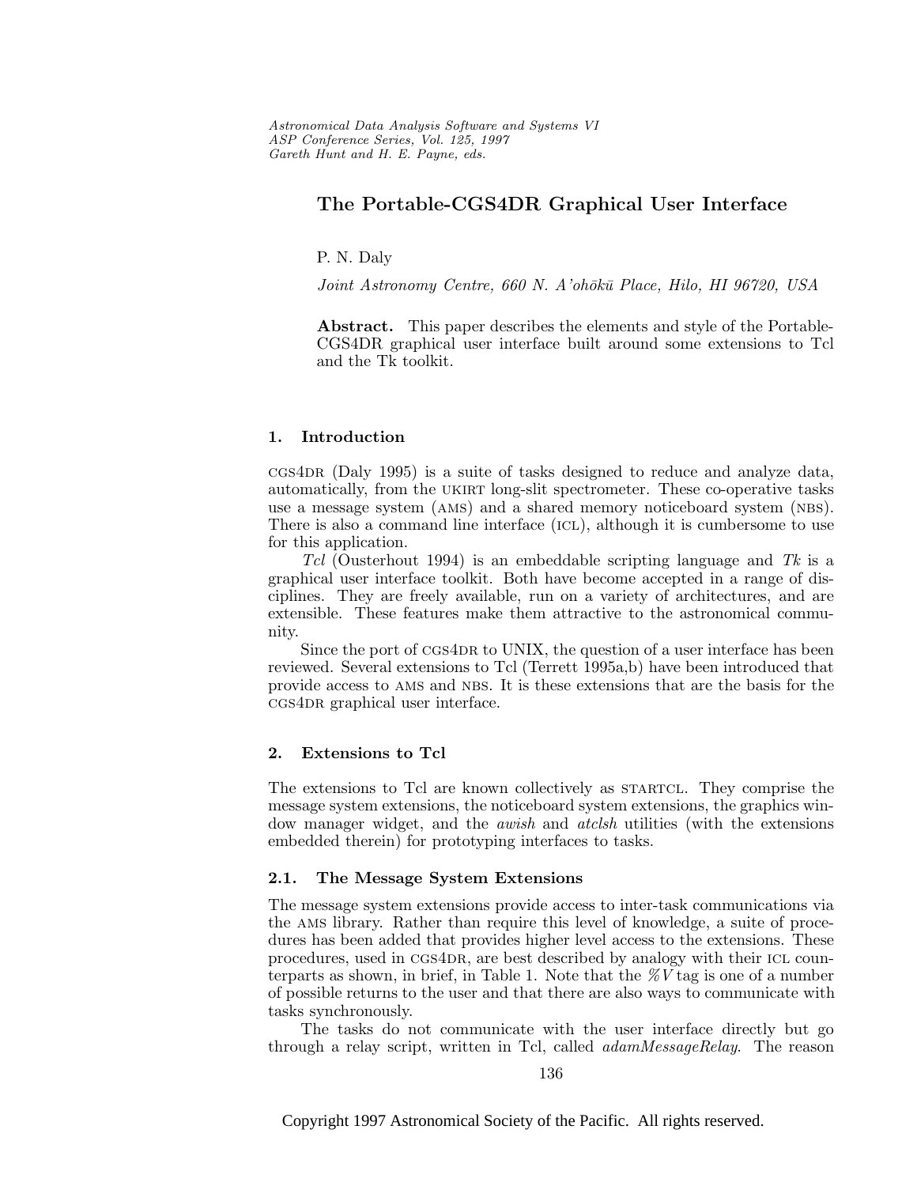# The Portable-CGS4DR Graphical User Interface

P. N. Daly

*Joint Astronomy Centre, 660 N. A'ohōkū Place, Hilo, HI 96720, USA*

**Abstract.** This paper describes the elements and style of the Portable-CGS4DR graphical user interface built around some extensions to Tcl and the Tk toolkit.

## 1. Introduction

CGS4DR (Daly 1995) is a suite of tasks designed to reduce and analyze data, automatically, from the UKIRT long-slit spectrometer. These co-operative tasks use a message system (AMS) and a shared memory noticeboard system (NBS). There is also a command line interface (ICL), although it is cumbersome to use for this application.

*Tcl* (Ousterhout 1994) is an embeddable scripting language and *Tk* is a graphical user interface toolkit. Both have become accepted in a range of disciplines. They are freely available, run on a variety of architectures, and are extensible. These features make them attractive to the astronomical community.

Since the port of CGS4DR to UNIX, the question of a user interface has been reviewed. Several extensions to Tcl (Terrett 1995a,b) have been introduced that provide access to AMS and NBS. It is these extensions that are the basis for the CGS4DR graphical user interface.

## 2. Extensions to Tcl

The extensions to Tcl are known collectively as STARTCL. They comprise the message system extensions, the noticeboard system extensions, the graphics window manager widget, and the *awish* and *atclsh* utilities (with the extensions embedded therein) for prototyping interfaces to tasks.

### 2.1. The Message System Extensions

The message system extensions provide access to inter-task communications via the AMS library. Rather than require this level of knowledge, a suite of procedures has been added that provides higher level access to the extensions. These procedures, used in CGS4DR, are best described by analogy with their ICL counterparts as shown, in brief, in Table 1. Note that the *%V* tag is one of a number of possible returns to the user and that there are also ways to communicate with tasks synchronously.

The tasks do not communicate with the user interface directly but go through a relay script, written in Tcl, called *adamMessageRelay*. The reason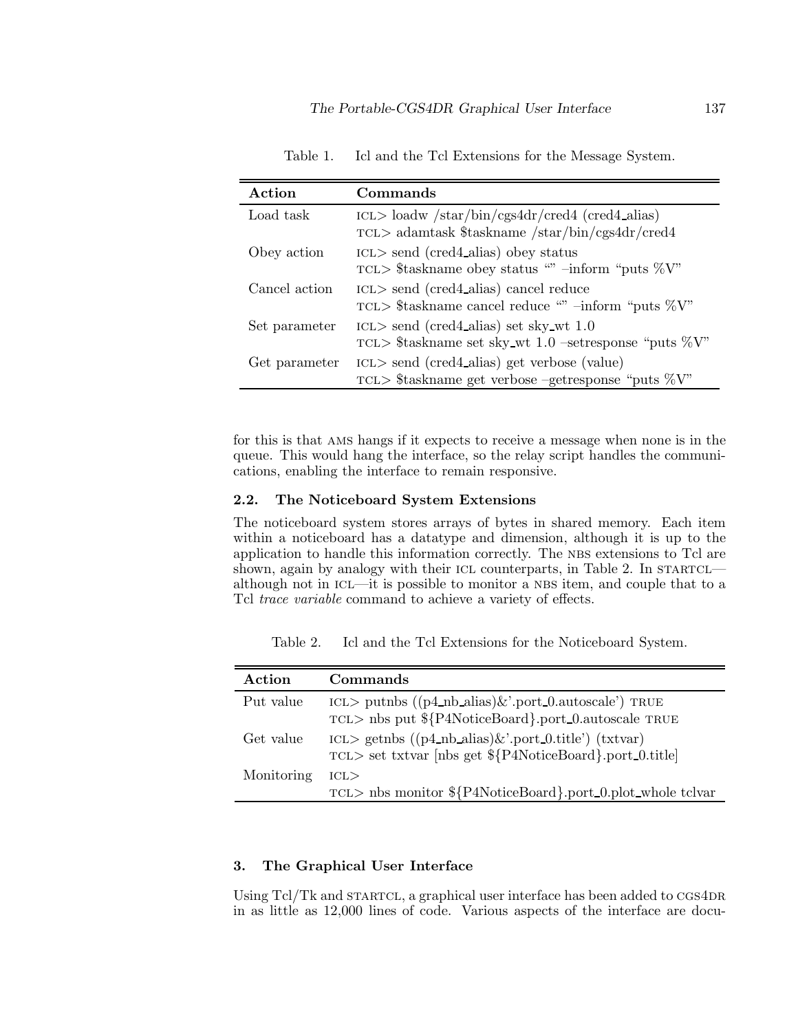Table 1. Icl and the Tcl Extensions for the Message System.

| Action | Commands |
|---|---|
| Load task | ICL> loadw /star/bin/cgs4dr/cred4 (cred4_alias)<br>TCL> adamtask $taskname /star/bin/cgs4dr/cred4 |
| Obey action | ICL> send (cred4_alias) obey status<br>TCL> $taskname obey status "" –inform "puts %V" |
| Cancel action | ICL> send (cred4_alias) cancel reduce<br>TCL> $taskname cancel reduce "" –inform "puts %V" |
| Set parameter | ICL> send (cred4_alias) set sky_wt 1.0<br>TCL> $taskname set sky_wt 1.0 –setresponse "puts %V" |
| Get parameter | ICL> send (cred4_alias) get verbose (value)<br>TCL> $taskname get verbose –getresponse "puts %V" |

for this is that AMS hangs if it expects to receive a message when none is in the queue. This would hang the interface, so the relay script handles the communications, enabling the interface to remain responsive.

### 2.2. The Noticeboard System Extensions

The noticeboard system stores arrays of bytes in shared memory. Each item within a noticeboard has a datatype and dimension, although it is up to the application to handle this information correctly. The NBS extensions to Tcl are shown, again by analogy with their ICL counterparts, in Table 2. In STARTCL—although not in ICL—it is possible to monitor a NBS item, and couple that to a Tcl *trace variable* command to achieve a variety of effects.

Table 2. Icl and the Tcl Extensions for the Noticeboard System.

| Action | Commands |
|---|---|
| Put value | ICL> putnbs ((p4_nb_alias)&'.port_0.autoscale') TRUE<br>TCL> nbs put ${P4NoticeBoard}.port_0.autoscale TRUE |
| Get value | ICL> getnbs ((p4_nb_alias)&'.port_0.title') (txtvar)<br>TCL> set txtvar [nbs get ${P4NoticeBoard}.port_0.title] |
| Monitoring | ICL><br>TCL> nbs monitor ${P4NoticeBoard}.port_0.plot_whole tclvar |

## 3. The Graphical User Interface

Using Tcl/Tk and STARTCL, a graphical user interface has been added to CGS4DR in as little as 12,000 lines of code. Various aspects of the interface are docu-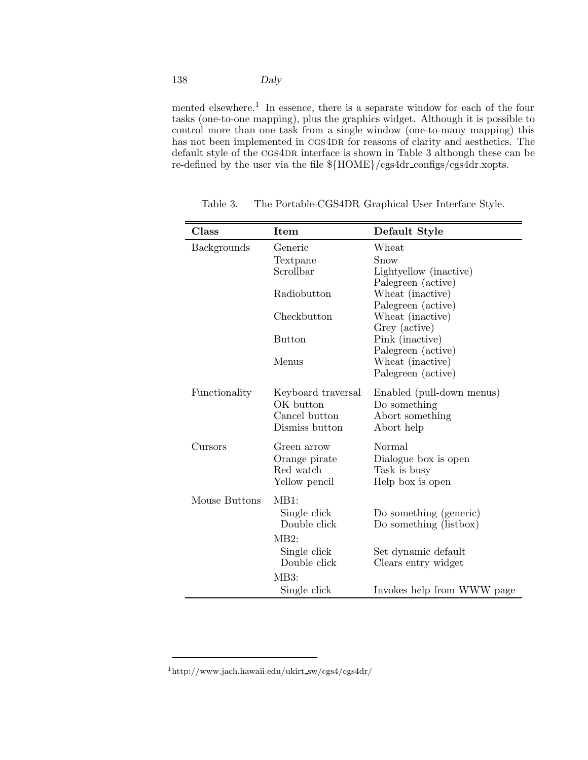mented elsewhere.[1] In essence, there is a separate window for each of the four tasks (one-to-one mapping), plus the graphics widget. Although it is possible to control more than one task from a single window (one-to-many mapping) this has not been implemented in CGS4DR for reasons of clarity and aesthetics. The default style of the CGS4DR interface is shown in Table 3 although these can be re-defined by the user via the file ${HOME}/cgs4dr_configs/cgs4dr.xopts.

Table 3. The Portable-CGS4DR Graphical User Interface Style.

| Class | Item | Default Style |
|---|---|---|
| Backgrounds | Generic | Wheat |
| | Textpane | Snow |
| | Scrollbar | Lightyellow (inactive) |
| | | Palegreen (active) |
| | Radiobutton | Wheat (inactive) |
| | | Palegreen (active) |
| | Checkbutton | Wheat (inactive) |
| | | Grey (active) |
| | Button | Pink (inactive) |
| | | Palegreen (active) |
| | Menus | Wheat (inactive) |
| | | Palegreen (active) |
| Functionality | Keyboard traversal | Enabled (pull-down menus) |
| | OK button | Do something |
| | Cancel button | Abort something |
| | Dismiss button | Abort help |
| Cursors | Green arrow | Normal |
| | Orange pirate | Dialogue box is open |
| | Red watch | Task is busy |
| | Yellow pencil | Help box is open |
| Mouse Buttons | MB1: | |
| | Single click | Do something (generic) |
| | Double click | Do something (listbox) |
| | MB2: | |
| | Single click | Set dynamic default |
| | Double click | Clears entry widget |
| | MB3: | |
| | Single click | Invokes help from WWW page |

[1] http://www.jach.hawaii.edu/ukirt_sw/cgs4/cgs4dr/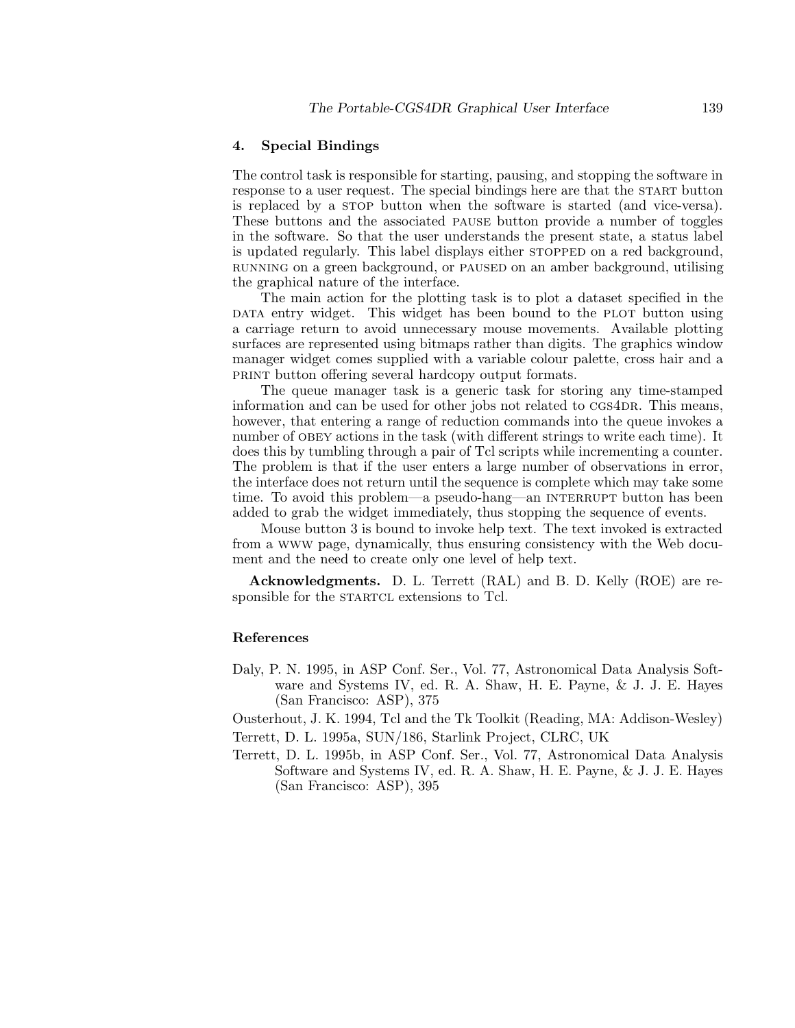## 4. Special Bindings

The control task is responsible for starting, pausing, and stopping the software in response to a user request. The special bindings here are that the START button is replaced by a STOP button when the software is started (and vice-versa). These buttons and the associated PAUSE button provide a number of toggles in the software. So that the user understands the present state, a status label is updated regularly. This label displays either STOPPED on a red background, RUNNING on a green background, or PAUSED on an amber background, utilising the graphical nature of the interface.

The main action for the plotting task is to plot a dataset specified in the DATA entry widget. This widget has been bound to the PLOT button using a carriage return to avoid unnecessary mouse movements. Available plotting surfaces are represented using bitmaps rather than digits. The graphics window manager widget comes supplied with a variable colour palette, cross hair and a PRINT button offering several hardcopy output formats.

The queue manager task is a generic task for storing any time-stamped information and can be used for other jobs not related to CGS4DR. This means, however, that entering a range of reduction commands into the queue invokes a number of OBEY actions in the task (with different strings to write each time). It does this by tumbling through a pair of Tcl scripts while incrementing a counter. The problem is that if the user enters a large number of observations in error, the interface does not return until the sequence is complete which may take some time. To avoid this problem—a pseudo-hang—an INTERRUPT button has been added to grab the widget immediately, thus stopping the sequence of events.

Mouse button 3 is bound to invoke help text. The text invoked is extracted from a WWW page, dynamically, thus ensuring consistency with the Web document and the need to create only one level of help text.

**Acknowledgments.** D. L. Terrett (RAL) and B. D. Kelly (ROE) are responsible for the STARTCL extensions to Tcl.

## References

Daly, P. N. 1995, in ASP Conf. Ser., Vol. 77, Astronomical Data Analysis Software and Systems IV, ed. R. A. Shaw, H. E. Payne, & J. J. E. Hayes (San Francisco: ASP), 375

Ousterhout, J. K. 1994, Tcl and the Tk Toolkit (Reading, MA: Addison-Wesley)

Terrett, D. L. 1995a, SUN/186, Starlink Project, CLRC, UK

Terrett, D. L. 1995b, in ASP Conf. Ser., Vol. 77, Astronomical Data Analysis Software and Systems IV, ed. R. A. Shaw, H. E. Payne, & J. J. E. Hayes (San Francisco: ASP), 395